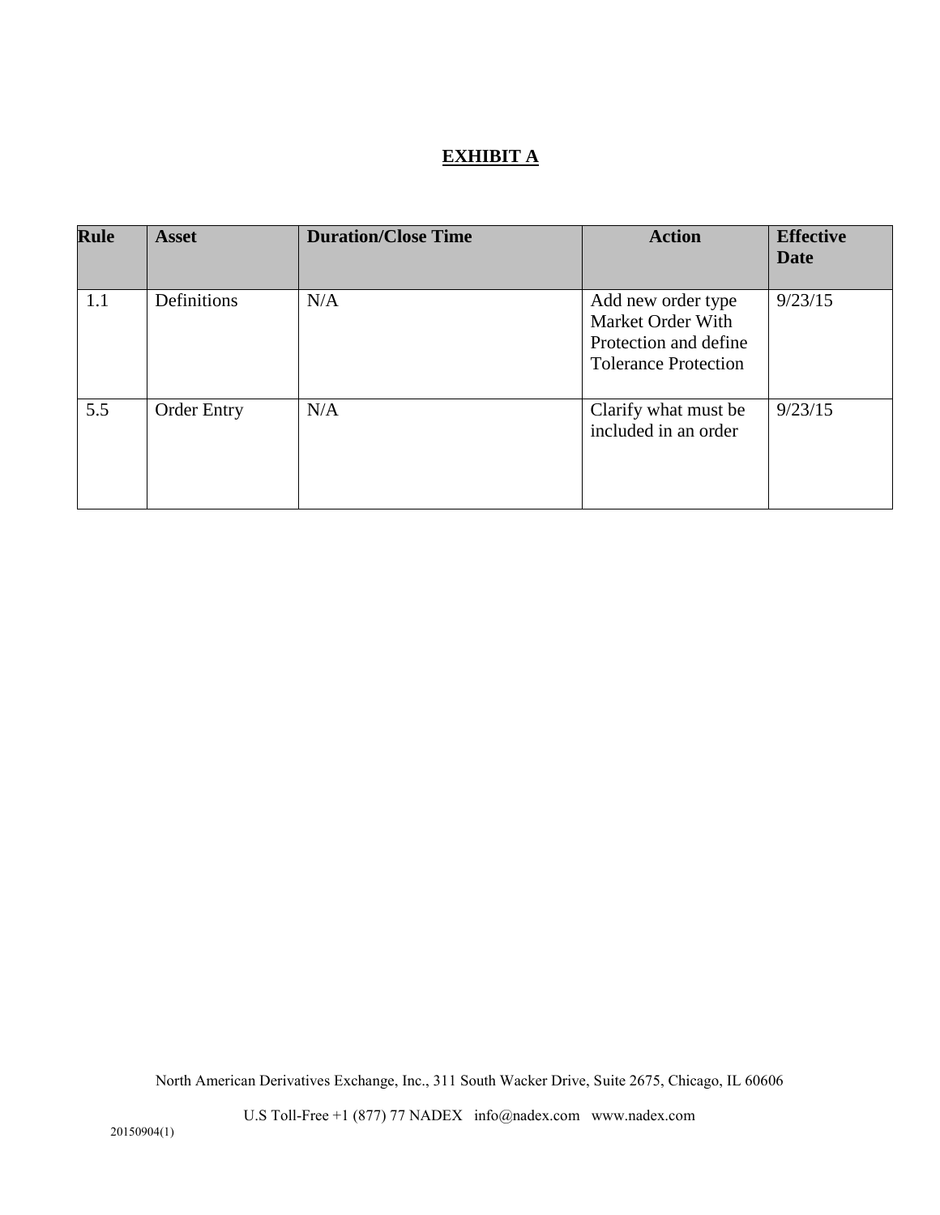# EXHIBIT A

| Rule | Asset | Duration/Close Time | Action | Effective Date |
|---|---|---|---|---|
| 1.1 | Definitions | N/A | Add new order type Market Order With Protection and define Tolerance Protection | 9/23/15 |
| 5.5 | Order Entry | N/A | Clarify what must be included in an order | 9/23/15 |

North American Derivatives Exchange, Inc., 311 South Wacker Drive, Suite 2675, Chicago, IL 60606

U.S Toll-Free +1 (877) 77 NADEX info@nadex.com www.nadex.com

20150904(1)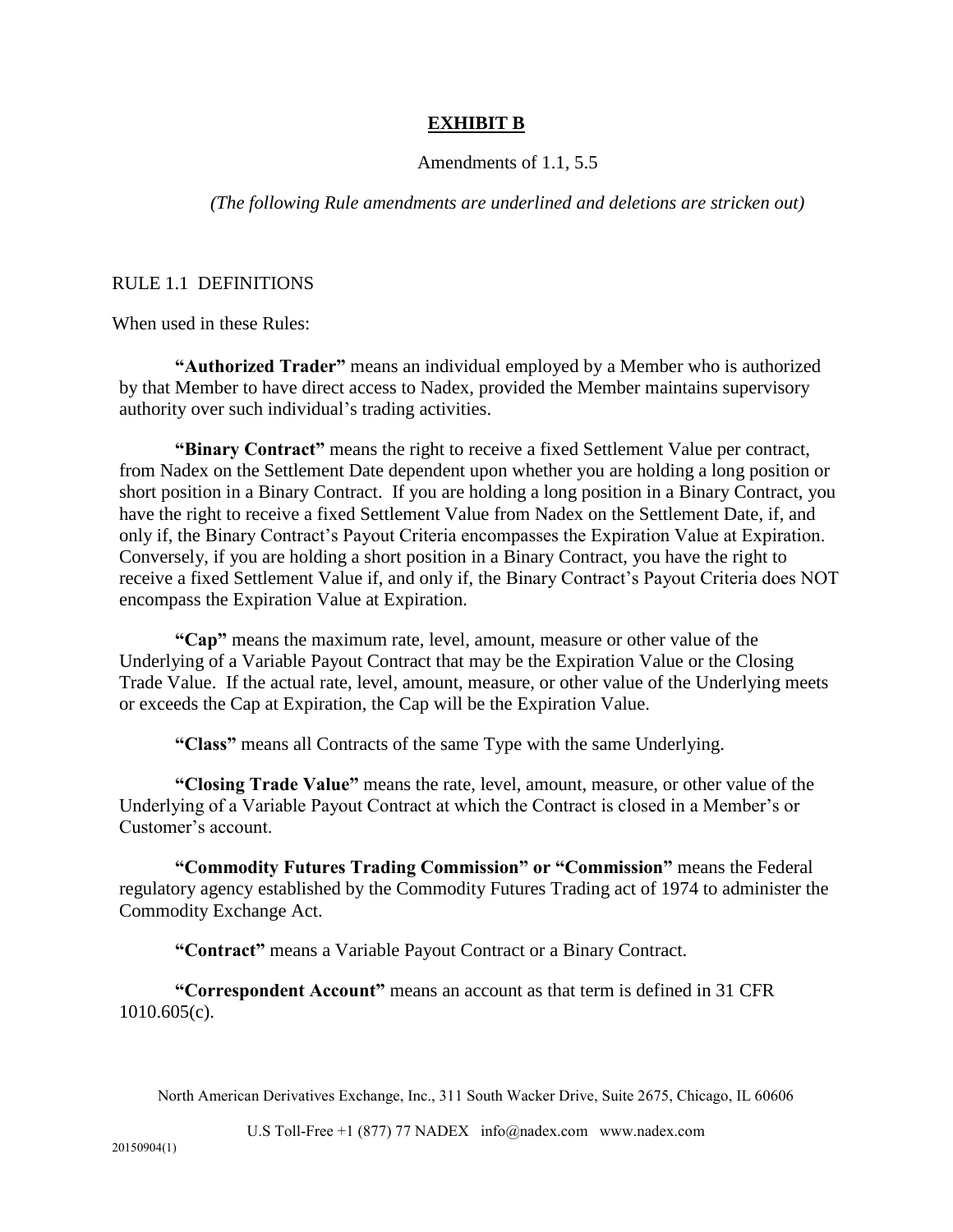## EXHIBIT B

Amendments of 1.1, 5.5

*(The following Rule amendments are underlined and deletions are stricken out)*

RULE 1.1 DEFINITIONS

When used in these Rules:

**"Authorized Trader"** means an individual employed by a Member who is authorized by that Member to have direct access to Nadex, provided the Member maintains supervisory authority over such individual's trading activities.

**"Binary Contract"** means the right to receive a fixed Settlement Value per contract, from Nadex on the Settlement Date dependent upon whether you are holding a long position or short position in a Binary Contract. If you are holding a long position in a Binary Contract, you have the right to receive a fixed Settlement Value from Nadex on the Settlement Date, if, and only if, the Binary Contract's Payout Criteria encompasses the Expiration Value at Expiration. Conversely, if you are holding a short position in a Binary Contract, you have the right to receive a fixed Settlement Value if, and only if, the Binary Contract's Payout Criteria does NOT encompass the Expiration Value at Expiration.

**"Cap"** means the maximum rate, level, amount, measure or other value of the Underlying of a Variable Payout Contract that may be the Expiration Value or the Closing Trade Value. If the actual rate, level, amount, measure, or other value of the Underlying meets or exceeds the Cap at Expiration, the Cap will be the Expiration Value.

**"Class"** means all Contracts of the same Type with the same Underlying.

**"Closing Trade Value"** means the rate, level, amount, measure, or other value of the Underlying of a Variable Payout Contract at which the Contract is closed in a Member's or Customer's account.

**"Commodity Futures Trading Commission" or "Commission"** means the Federal regulatory agency established by the Commodity Futures Trading act of 1974 to administer the Commodity Exchange Act.

**"Contract"** means a Variable Payout Contract or a Binary Contract.

**"Correspondent Account"** means an account as that term is defined in 31 CFR 1010.605(c).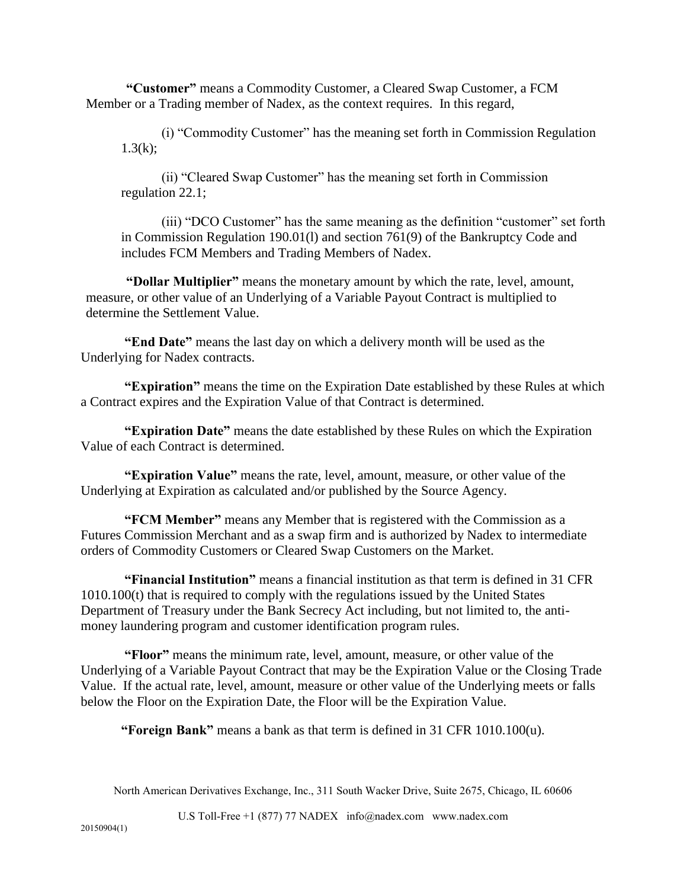**"Customer"** means a Commodity Customer, a Cleared Swap Customer, a FCM Member or a Trading member of Nadex, as the context requires. In this regard,

(i) "Commodity Customer" has the meaning set forth in Commission Regulation 1.3(k);

(ii) "Cleared Swap Customer" has the meaning set forth in Commission regulation 22.1;

(iii) "DCO Customer" has the same meaning as the definition "customer" set forth in Commission Regulation 190.01(l) and section 761(9) of the Bankruptcy Code and includes FCM Members and Trading Members of Nadex.

**"Dollar Multiplier"** means the monetary amount by which the rate, level, amount, measure, or other value of an Underlying of a Variable Payout Contract is multiplied to determine the Settlement Value.

**"End Date"** means the last day on which a delivery month will be used as the Underlying for Nadex contracts.

**"Expiration"** means the time on the Expiration Date established by these Rules at which a Contract expires and the Expiration Value of that Contract is determined.

**"Expiration Date"** means the date established by these Rules on which the Expiration Value of each Contract is determined.

**"Expiration Value"** means the rate, level, amount, measure, or other value of the Underlying at Expiration as calculated and/or published by the Source Agency.

**"FCM Member"** means any Member that is registered with the Commission as a Futures Commission Merchant and as a swap firm and is authorized by Nadex to intermediate orders of Commodity Customers or Cleared Swap Customers on the Market.

**"Financial Institution"** means a financial institution as that term is defined in 31 CFR 1010.100(t) that is required to comply with the regulations issued by the United States Department of Treasury under the Bank Secrecy Act including, but not limited to, the anti-money laundering program and customer identification program rules.

**"Floor"** means the minimum rate, level, amount, measure, or other value of the Underlying of a Variable Payout Contract that may be the Expiration Value or the Closing Trade Value. If the actual rate, level, amount, measure or other value of the Underlying meets or falls below the Floor on the Expiration Date, the Floor will be the Expiration Value.

**"Foreign Bank"** means a bank as that term is defined in 31 CFR 1010.100(u).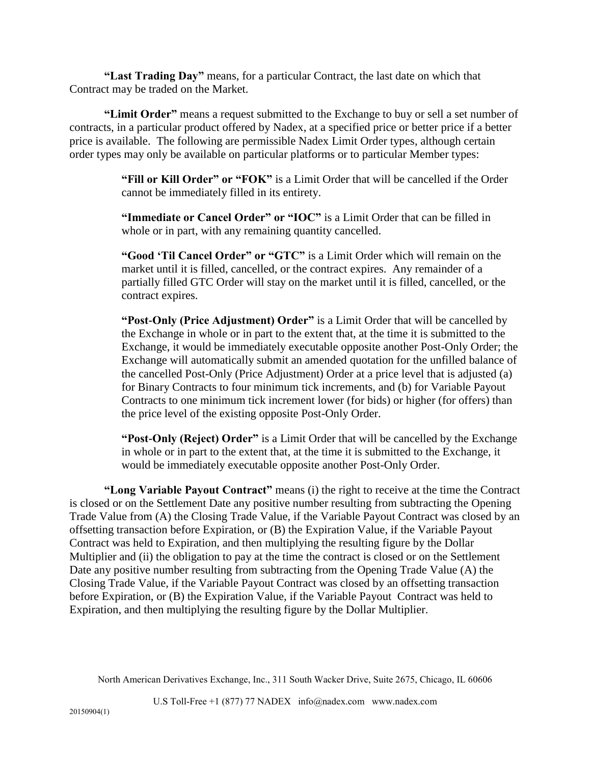**"Last Trading Day"** means, for a particular Contract, the last date on which that Contract may be traded on the Market.

**"Limit Order"** means a request submitted to the Exchange to buy or sell a set number of contracts, in a particular product offered by Nadex, at a specified price or better price if a better price is available. The following are permissible Nadex Limit Order types, although certain order types may only be available on particular platforms or to particular Member types:

> **"Fill or Kill Order" or "FOK"** is a Limit Order that will be cancelled if the Order cannot be immediately filled in its entirety.
>
> **"Immediate or Cancel Order" or "IOC"** is a Limit Order that can be filled in whole or in part, with any remaining quantity cancelled.
>
> **"Good 'Til Cancel Order" or "GTC"** is a Limit Order which will remain on the market until it is filled, cancelled, or the contract expires. Any remainder of a partially filled GTC Order will stay on the market until it is filled, cancelled, or the contract expires.
>
> **"Post-Only (Price Adjustment) Order"** is a Limit Order that will be cancelled by the Exchange in whole or in part to the extent that, at the time it is submitted to the Exchange, it would be immediately executable opposite another Post-Only Order; the Exchange will automatically submit an amended quotation for the unfilled balance of the cancelled Post-Only (Price Adjustment) Order at a price level that is adjusted (a) for Binary Contracts to four minimum tick increments, and (b) for Variable Payout Contracts to one minimum tick increment lower (for bids) or higher (for offers) than the price level of the existing opposite Post-Only Order.
>
> **"Post-Only (Reject) Order"** is a Limit Order that will be cancelled by the Exchange in whole or in part to the extent that, at the time it is submitted to the Exchange, it would be immediately executable opposite another Post-Only Order.

**"Long Variable Payout Contract"** means (i) the right to receive at the time the Contract is closed or on the Settlement Date any positive number resulting from subtracting the Opening Trade Value from (A) the Closing Trade Value, if the Variable Payout Contract was closed by an offsetting transaction before Expiration, or (B) the Expiration Value, if the Variable Payout Contract was held to Expiration, and then multiplying the resulting figure by the Dollar Multiplier and (ii) the obligation to pay at the time the contract is closed or on the Settlement Date any positive number resulting from subtracting from the Opening Trade Value (A) the Closing Trade Value, if the Variable Payout Contract was closed by an offsetting transaction before Expiration, or (B) the Expiration Value, if the Variable Payout Contract was held to Expiration, and then multiplying the resulting figure by the Dollar Multiplier.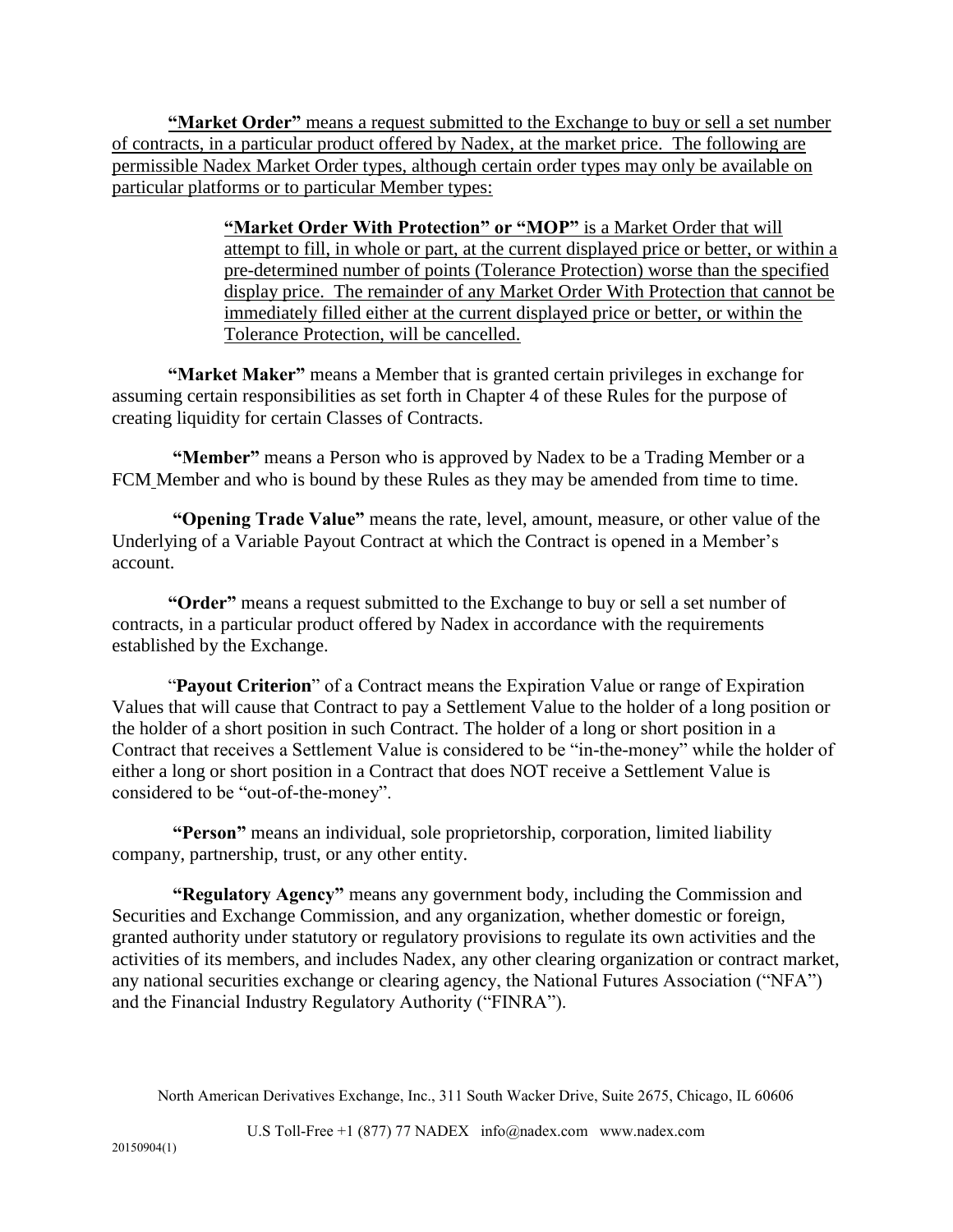**"Market Order"** means a request submitted to the Exchange to buy or sell a set number of contracts, in a particular product offered by Nadex, at the market price. The following are permissible Nadex Market Order types, although certain order types may only be available on particular platforms or to particular Member types:

> **"Market Order With Protection" or "MOP"** is a Market Order that will attempt to fill, in whole or part, at the current displayed price or better, or within a pre-determined number of points (Tolerance Protection) worse than the specified display price. The remainder of any Market Order With Protection that cannot be immediately filled either at the current displayed price or better, or within the Tolerance Protection, will be cancelled.

**"Market Maker"** means a Member that is granted certain privileges in exchange for assuming certain responsibilities as set forth in Chapter 4 of these Rules for the purpose of creating liquidity for certain Classes of Contracts.

**"Member"** means a Person who is approved by Nadex to be a Trading Member or a FCM Member and who is bound by these Rules as they may be amended from time to time.

**"Opening Trade Value"** means the rate, level, amount, measure, or other value of the Underlying of a Variable Payout Contract at which the Contract is opened in a Member's account.

**"Order"** means a request submitted to the Exchange to buy or sell a set number of contracts, in a particular product offered by Nadex in accordance with the requirements established by the Exchange.

"**Payout Criterion**" of a Contract means the Expiration Value or range of Expiration Values that will cause that Contract to pay a Settlement Value to the holder of a long position or the holder of a short position in such Contract. The holder of a long or short position in a Contract that receives a Settlement Value is considered to be "in-the-money" while the holder of either a long or short position in a Contract that does NOT receive a Settlement Value is considered to be "out-of-the-money".

**"Person"** means an individual, sole proprietorship, corporation, limited liability company, partnership, trust, or any other entity.

**"Regulatory Agency"** means any government body, including the Commission and Securities and Exchange Commission, and any organization, whether domestic or foreign, granted authority under statutory or regulatory provisions to regulate its own activities and the activities of its members, and includes Nadex, any other clearing organization or contract market, any national securities exchange or clearing agency, the National Futures Association ("NFA") and the Financial Industry Regulatory Authority ("FINRA").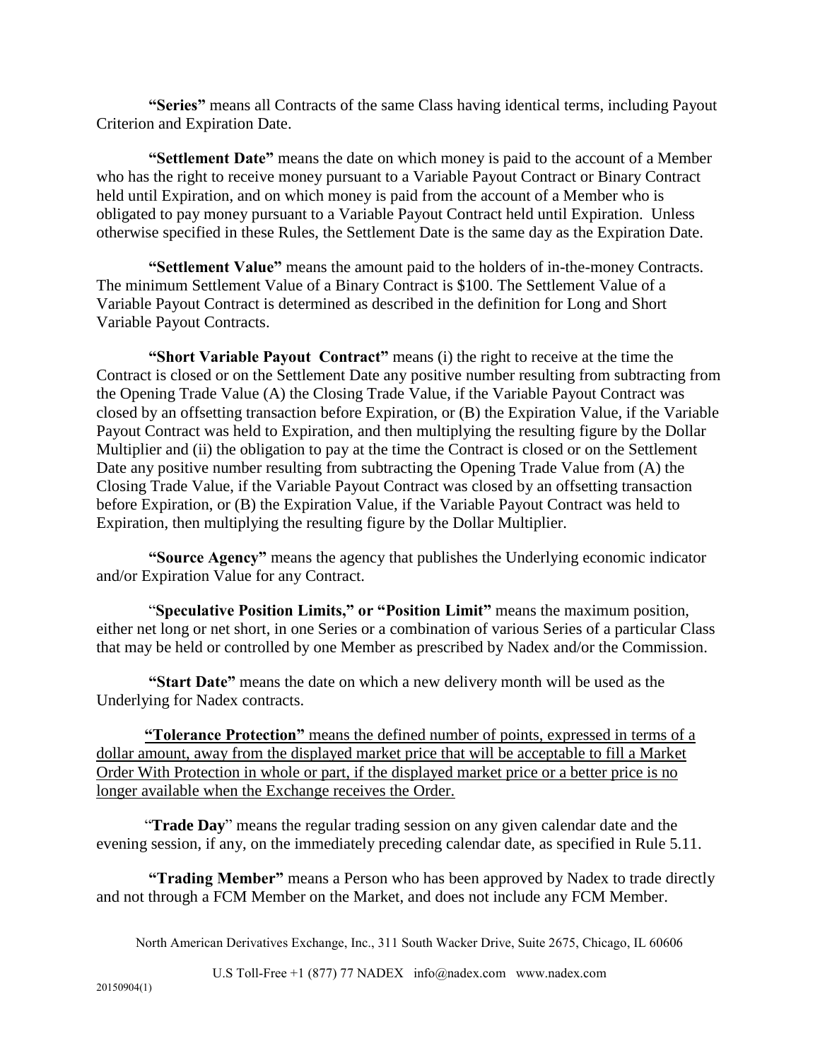**"Series"** means all Contracts of the same Class having identical terms, including Payout Criterion and Expiration Date.

**"Settlement Date"** means the date on which money is paid to the account of a Member who has the right to receive money pursuant to a Variable Payout Contract or Binary Contract held until Expiration, and on which money is paid from the account of a Member who is obligated to pay money pursuant to a Variable Payout Contract held until Expiration. Unless otherwise specified in these Rules, the Settlement Date is the same day as the Expiration Date.

**"Settlement Value"** means the amount paid to the holders of in-the-money Contracts. The minimum Settlement Value of a Binary Contract is $100. The Settlement Value of a Variable Payout Contract is determined as described in the definition for Long and Short Variable Payout Contracts.

**"Short Variable Payout Contract"** means (i) the right to receive at the time the Contract is closed or on the Settlement Date any positive number resulting from subtracting from the Opening Trade Value (A) the Closing Trade Value, if the Variable Payout Contract was closed by an offsetting transaction before Expiration, or (B) the Expiration Value, if the Variable Payout Contract was held to Expiration, and then multiplying the resulting figure by the Dollar Multiplier and (ii) the obligation to pay at the time the Contract is closed or on the Settlement Date any positive number resulting from subtracting the Opening Trade Value from (A) the Closing Trade Value, if the Variable Payout Contract was closed by an offsetting transaction before Expiration, or (B) the Expiration Value, if the Variable Payout Contract was held to Expiration, then multiplying the resulting figure by the Dollar Multiplier.

**"Source Agency"** means the agency that publishes the Underlying economic indicator and/or Expiration Value for any Contract.

"**Speculative Position Limits," or "Position Limit"** means the maximum position, either net long or net short, in one Series or a combination of various Series of a particular Class that may be held or controlled by one Member as prescribed by Nadex and/or the Commission.

**"Start Date"** means the date on which a new delivery month will be used as the Underlying for Nadex contracts.

**"Tolerance Protection"** means the defined number of points, expressed in terms of a dollar amount, away from the displayed market price that will be acceptable to fill a Market Order With Protection in whole or part, if the displayed market price or a better price is no longer available when the Exchange receives the Order.

"**Trade Day**" means the regular trading session on any given calendar date and the evening session, if any, on the immediately preceding calendar date, as specified in Rule 5.11.

**"Trading Member"** means a Person who has been approved by Nadex to trade directly and not through a FCM Member on the Market, and does not include any FCM Member.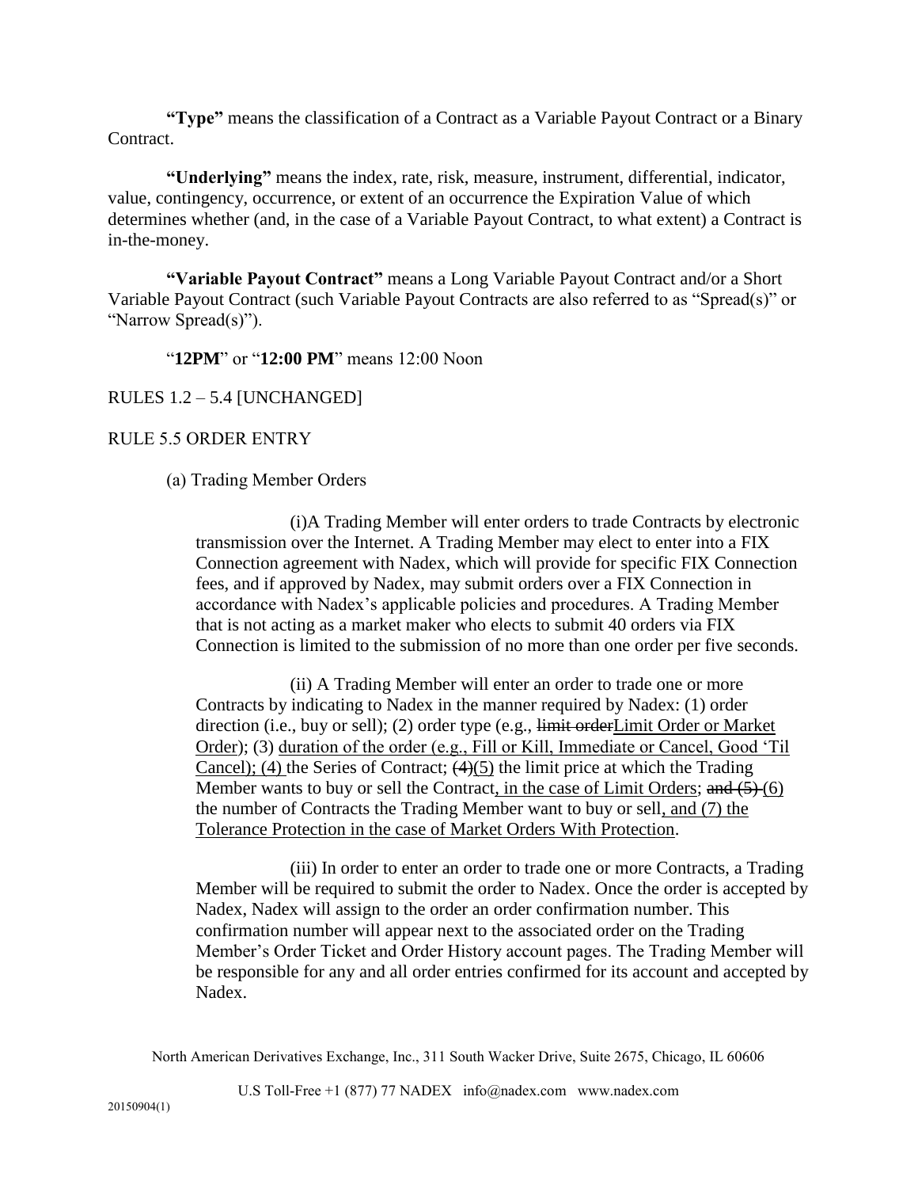**"Type"** means the classification of a Contract as a Variable Payout Contract or a Binary Contract.

**"Underlying"** means the index, rate, risk, measure, instrument, differential, indicator, value, contingency, occurrence, or extent of an occurrence the Expiration Value of which determines whether (and, in the case of a Variable Payout Contract, to what extent) a Contract is in-the-money.

**"Variable Payout Contract"** means a Long Variable Payout Contract and/or a Short Variable Payout Contract (such Variable Payout Contracts are also referred to as "Spread(s)" or "Narrow Spread(s)").

"**12PM**" or "**12:00 PM**" means 12:00 Noon

RULES 1.2 – 5.4 [UNCHANGED]

RULE 5.5 ORDER ENTRY

(a) Trading Member Orders

(i)A Trading Member will enter orders to trade Contracts by electronic transmission over the Internet. A Trading Member may elect to enter into a FIX Connection agreement with Nadex, which will provide for specific FIX Connection fees, and if approved by Nadex, may submit orders over a FIX Connection in accordance with Nadex's applicable policies and procedures. A Trading Member that is not acting as a market maker who elects to submit 40 orders via FIX Connection is limited to the submission of no more than one order per five seconds.

(ii) A Trading Member will enter an order to trade one or more Contracts by indicating to Nadex in the manner required by Nadex: (1) order direction (i.e., buy or sell); (2) order type (e.g., ~~limit order~~Limit Order or Market Order); (3) duration of the order (e.g., Fill or Kill, Immediate or Cancel, Good 'Til Cancel); (4) the Series of Contract; ~~(4)~~(5) the limit price at which the Trading Member wants to buy or sell the Contract, in the case of Limit Orders; ~~and (5)~~ (6) the number of Contracts the Trading Member want to buy or sell, and (7) the Tolerance Protection in the case of Market Orders With Protection.

(iii) In order to enter an order to trade one or more Contracts, a Trading Member will be required to submit the order to Nadex. Once the order is accepted by Nadex, Nadex will assign to the order an order confirmation number. This confirmation number will appear next to the associated order on the Trading Member's Order Ticket and Order History account pages. The Trading Member will be responsible for any and all order entries confirmed for its account and accepted by Nadex.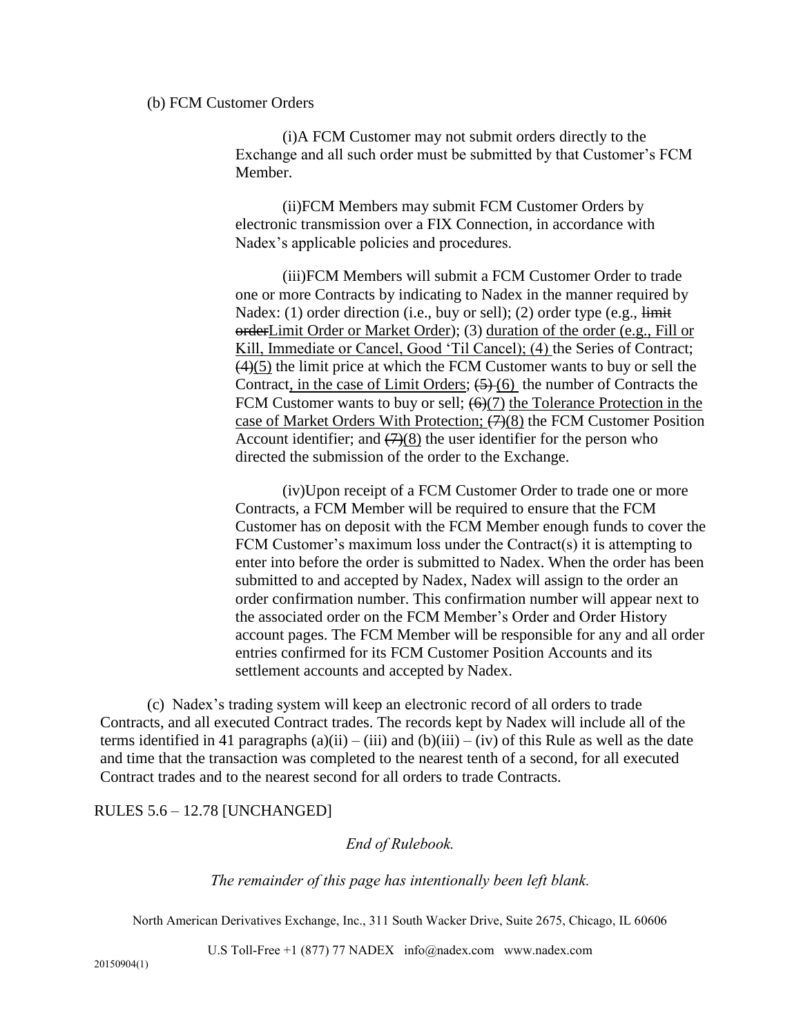(b) FCM Customer Orders

(i)A FCM Customer may not submit orders directly to the Exchange and all such order must be submitted by that Customer's FCM Member.

(ii)FCM Members may submit FCM Customer Orders by electronic transmission over a FIX Connection, in accordance with Nadex's applicable policies and procedures.

(iii)FCM Members will submit a FCM Customer Order to trade one or more Contracts by indicating to Nadex in the manner required by Nadex: (1) order direction (i.e., buy or sell); (2) order type (e.g., ~~limit order~~<u>Limit Order or Market Order</u>); (3) <u>duration of the order (e.g., Fill or Kill, Immediate or Cancel, Good 'Til Cancel); (4)</u> the Series of Contract; ~~(4)~~<u>(5)</u> the limit price at which the FCM Customer wants to buy or sell the Contract<u>, in the case of Limit Orders</u>; ~~(5)~~ <u>(6)</u> the number of Contracts the FCM Customer wants to buy or sell; ~~(6)~~<u>(7) the Tolerance Protection in the case of Market Orders With Protection;</u> ~~(7)~~<u>(8)</u> the FCM Customer Position Account identifier; and ~~(7)~~<u>(8)</u> the user identifier for the person who directed the submission of the order to the Exchange.

(iv)Upon receipt of a FCM Customer Order to trade one or more Contracts, a FCM Member will be required to ensure that the FCM Customer has on deposit with the FCM Member enough funds to cover the FCM Customer's maximum loss under the Contract(s) it is attempting to enter into before the order is submitted to Nadex. When the order has been submitted to and accepted by Nadex, Nadex will assign to the order an order confirmation number. This confirmation number will appear next to the associated order on the FCM Member's Order and Order History account pages. The FCM Member will be responsible for any and all order entries confirmed for its FCM Customer Position Accounts and its settlement accounts and accepted by Nadex.

(c) Nadex's trading system will keep an electronic record of all orders to trade Contracts, and all executed Contract trades. The records kept by Nadex will include all of the terms identified in 41 paragraphs (a)(ii) – (iii) and (b)(iii) – (iv) of this Rule as well as the date and time that the transaction was completed to the nearest tenth of a second, for all executed Contract trades and to the nearest second for all orders to trade Contracts.

RULES 5.6 – 12.78 [UNCHANGED]

*End of Rulebook.*

*The remainder of this page has intentionally been left blank.*

North American Derivatives Exchange, Inc., 311 South Wacker Drive, Suite 2675, Chicago, IL 60606

U.S Toll-Free +1 (877) 77 NADEX info@nadex.com www.nadex.com

20150904(1)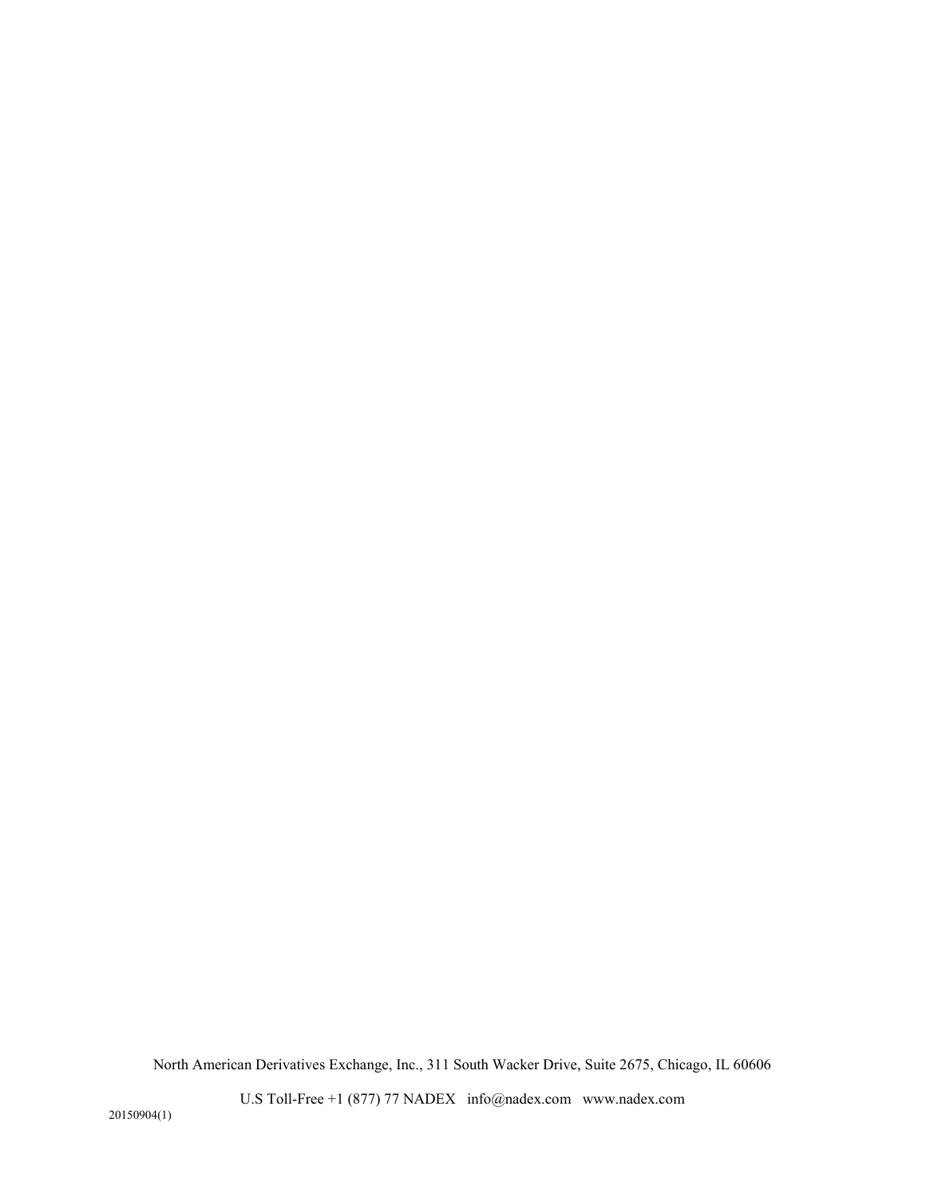North American Derivatives Exchange, Inc., 311 South Wacker Drive, Suite 2675, Chicago, IL 60606

U.S Toll-Free +1 (877) 77 NADEX   info@nadex.com   www.nadex.com

20150904(1)